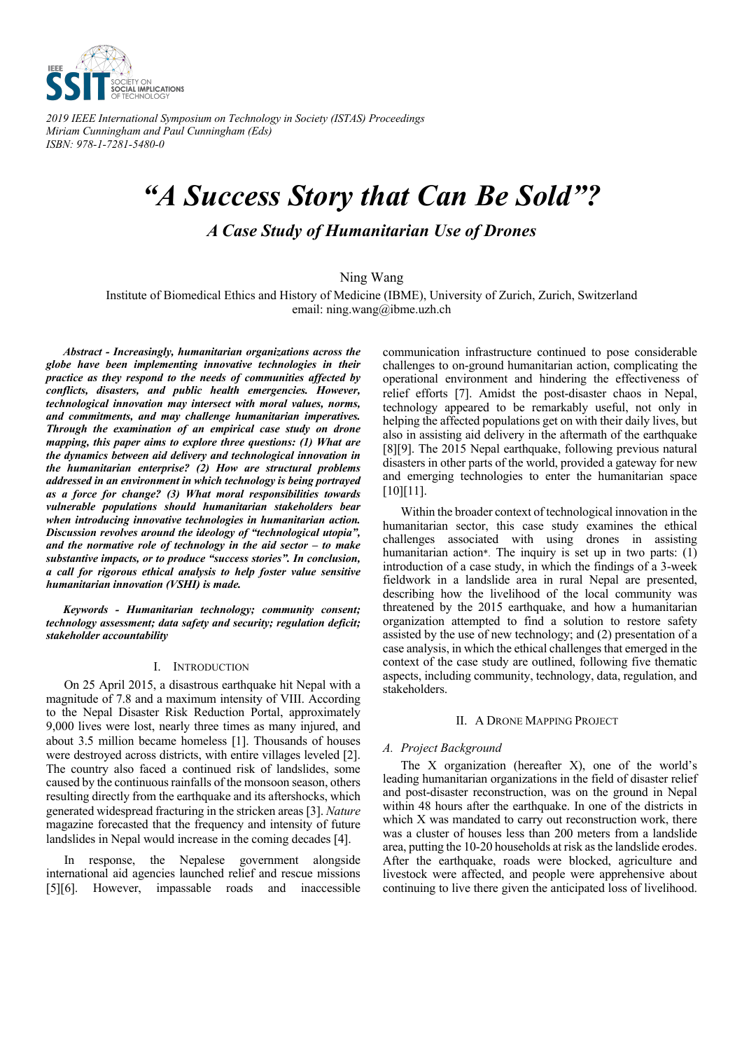2019 IEEE International Symposium on Technology in Society (ISTAS) Proceedings
Miriam Cunningham and Paul Cunningham (Eds)
ISBN: 978-1-7281-5480-0

# "A Success Story that Can Be Sold"?

## A Case Study of Humanitarian Use of Drones

Ning Wang
Institute of Biomedical Ethics and History of Medicine (IBME), University of Zurich, Zurich, Switzerland
email: ning.wang@ibme.uzh.ch

***Abstract* - Increasingly, humanitarian organizations across the globe have been implementing innovative technologies in their practice as they respond to the needs of communities affected by conflicts, disasters, and public health emergencies. However, technological innovation may intersect with moral values, norms, and commitments, and may challenge humanitarian imperatives. Through the examination of an empirical case study on drone mapping, this paper aims to explore three questions: (1) What are the dynamics between aid delivery and technological innovation in the humanitarian enterprise? (2) How are structural problems addressed in an environment in which technology is being portrayed as a force for change? (3) What moral responsibilities towards vulnerable populations should humanitarian stakeholders bear when introducing innovative technologies in humanitarian action. Discussion revolves around the ideology of "technological utopia", and the normative role of technology in the aid sector – to make substantive impacts, or to produce "success stories". In conclusion, a call for rigorous ethical analysis to help foster value sensitive humanitarian innovation (VSHI) is made.**

***Keywords* - Humanitarian technology; community consent; technology assessment; data safety and security; regulation deficit; stakeholder accountability**

### I. Introduction

On 25 April 2015, a disastrous earthquake hit Nepal with a magnitude of 7.8 and a maximum intensity of VIII. According to the Nepal Disaster Risk Reduction Portal, approximately 9,000 lives were lost, nearly three times as many injured, and about 3.5 million became homeless [1]. Thousands of houses were destroyed across districts, with entire villages leveled [2]. The country also faced a continued risk of landslides, some caused by the continuous rainfalls of the monsoon season, others resulting directly from the earthquake and its aftershocks, which generated widespread fracturing in the stricken areas [3]. *Nature* magazine forecasted that the frequency and intensity of future landslides in Nepal would increase in the coming decades [4].

In response, the Nepalese government alongside international aid agencies launched relief and rescue missions [5][6]. However, impassable roads and inaccessible communication infrastructure continued to pose considerable challenges to on-ground humanitarian action, complicating the operational environment and hindering the effectiveness of relief efforts [7]. Amidst the post-disaster chaos in Nepal, technology appeared to be remarkably useful, not only in helping the affected populations get on with their daily lives, but also in assisting aid delivery in the aftermath of the earthquake [8][9]. The 2015 Nepal earthquake, following previous natural disasters in other parts of the world, provided a gateway for new and emerging technologies to enter the humanitarian space [10][11].

Within the broader context of technological innovation in the humanitarian sector, this case study examines the ethical challenges associated with using drones in assisting humanitarian action*. The inquiry is set up in two parts: (1) introduction of a case study, in which the findings of a 3-week fieldwork in a landslide area in rural Nepal are presented, describing how the livelihood of the local community was threatened by the 2015 earthquake, and how a humanitarian organization attempted to find a solution to restore safety assisted by the use of new technology; and (2) presentation of a case analysis, in which the ethical challenges that emerged in the context of the case study are outlined, following five thematic aspects, including community, technology, data, regulation, and stakeholders.

### II. A Drone Mapping Project

#### A. Project Background

The X organization (hereafter X), one of the world's leading humanitarian organizations in the field of disaster relief and post-disaster reconstruction, was on the ground in Nepal within 48 hours after the earthquake. In one of the districts in which X was mandated to carry out reconstruction work, there was a cluster of houses less than 200 meters from a landslide area, putting the 10-20 households at risk as the landslide erodes. After the earthquake, roads were blocked, agriculture and livestock were affected, and people were apprehensive about continuing to live there given the anticipated loss of livelihood.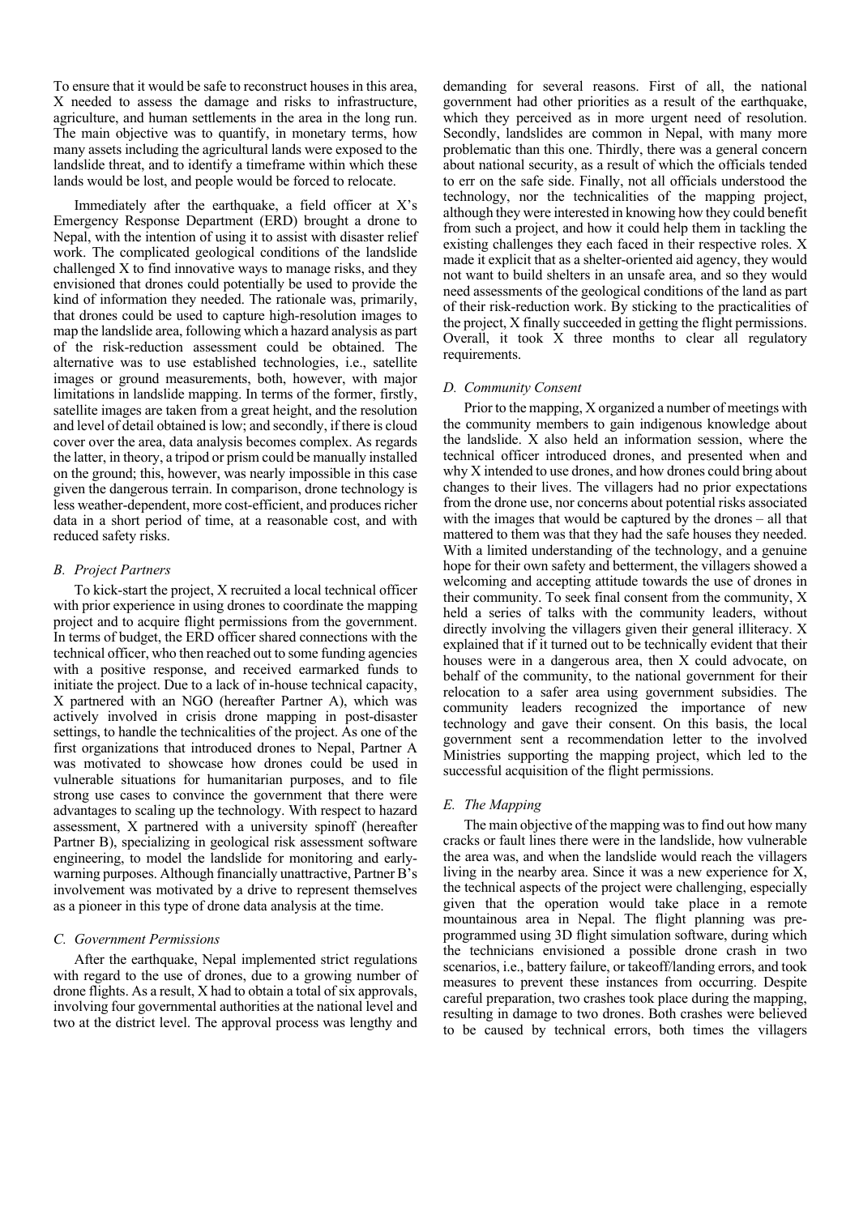To ensure that it would be safe to reconstruct houses in this area, X needed to assess the damage and risks to infrastructure, agriculture, and human settlements in the area in the long run. The main objective was to quantify, in monetary terms, how many assets including the agricultural lands were exposed to the landslide threat, and to identify a timeframe within which these lands would be lost, and people would be forced to relocate.

Immediately after the earthquake, a field officer at X's Emergency Response Department (ERD) brought a drone to Nepal, with the intention of using it to assist with disaster relief work. The complicated geological conditions of the landslide challenged X to find innovative ways to manage risks, and they envisioned that drones could potentially be used to provide the kind of information they needed. The rationale was, primarily, that drones could be used to capture high-resolution images to map the landslide area, following which a hazard analysis as part of the risk-reduction assessment could be obtained. The alternative was to use established technologies, i.e., satellite images or ground measurements, both, however, with major limitations in landslide mapping. In terms of the former, firstly, satellite images are taken from a great height, and the resolution and level of detail obtained is low; and secondly, if there is cloud cover over the area, data analysis becomes complex. As regards the latter, in theory, a tripod or prism could be manually installed on the ground; this, however, was nearly impossible in this case given the dangerous terrain. In comparison, drone technology is less weather-dependent, more cost-efficient, and produces richer data in a short period of time, at a reasonable cost, and with reduced safety risks.

### *B. Project Partners*

To kick-start the project, X recruited a local technical officer with prior experience in using drones to coordinate the mapping project and to acquire flight permissions from the government. In terms of budget, the ERD officer shared connections with the technical officer, who then reached out to some funding agencies with a positive response, and received earmarked funds to initiate the project. Due to a lack of in-house technical capacity, X partnered with an NGO (hereafter Partner A), which was actively involved in crisis drone mapping in post-disaster settings, to handle the technicalities of the project. As one of the first organizations that introduced drones to Nepal, Partner A was motivated to showcase how drones could be used in vulnerable situations for humanitarian purposes, and to file strong use cases to convince the government that there were advantages to scaling up the technology. With respect to hazard assessment, X partnered with a university spinoff (hereafter Partner B), specializing in geological risk assessment software engineering, to model the landslide for monitoring and early-warning purposes. Although financially unattractive, Partner B's involvement was motivated by a drive to represent themselves as a pioneer in this type of drone data analysis at the time.

### *C. Government Permissions*

After the earthquake, Nepal implemented strict regulations with regard to the use of drones, due to a growing number of drone flights. As a result, X had to obtain a total of six approvals, involving four governmental authorities at the national level and two at the district level. The approval process was lengthy and demanding for several reasons. First of all, the national government had other priorities as a result of the earthquake, which they perceived as in more urgent need of resolution. Secondly, landslides are common in Nepal, with many more problematic than this one. Thirdly, there was a general concern about national security, as a result of which the officials tended to err on the safe side. Finally, not all officials understood the technology, nor the technicalities of the mapping project, although they were interested in knowing how they could benefit from such a project, and how it could help them in tackling the existing challenges they each faced in their respective roles. X made it explicit that as a shelter-oriented aid agency, they would not want to build shelters in an unsafe area, and so they would need assessments of the geological conditions of the land as part of their risk-reduction work. By sticking to the practicalities of the project, X finally succeeded in getting the flight permissions. Overall, it took X three months to clear all regulatory requirements.

### *D. Community Consent*

Prior to the mapping, X organized a number of meetings with the community members to gain indigenous knowledge about the landslide. X also held an information session, where the technical officer introduced drones, and presented when and why X intended to use drones, and how drones could bring about changes to their lives. The villagers had no prior expectations from the drone use, nor concerns about potential risks associated with the images that would be captured by the drones – all that mattered to them was that they had the safe houses they needed. With a limited understanding of the technology, and a genuine hope for their own safety and betterment, the villagers showed a welcoming and accepting attitude towards the use of drones in their community. To seek final consent from the community, X held a series of talks with the community leaders, without directly involving the villagers given their general illiteracy. X explained that if it turned out to be technically evident that their houses were in a dangerous area, then X could advocate, on behalf of the community, to the national government for their relocation to a safer area using government subsidies. The community leaders recognized the importance of new technology and gave their consent. On this basis, the local government sent a recommendation letter to the involved Ministries supporting the mapping project, which led to the successful acquisition of the flight permissions.

### *E. The Mapping*

The main objective of the mapping was to find out how many cracks or fault lines there were in the landslide, how vulnerable the area was, and when the landslide would reach the villagers living in the nearby area. Since it was a new experience for X, the technical aspects of the project were challenging, especially given that the operation would take place in a remote mountainous area in Nepal. The flight planning was pre-programmed using 3D flight simulation software, during which the technicians envisioned a possible drone crash in two scenarios, i.e., battery failure, or takeoff/landing errors, and took measures to prevent these instances from occurring. Despite careful preparation, two crashes took place during the mapping, resulting in damage to two drones. Both crashes were believed to be caused by technical errors, both times the villagers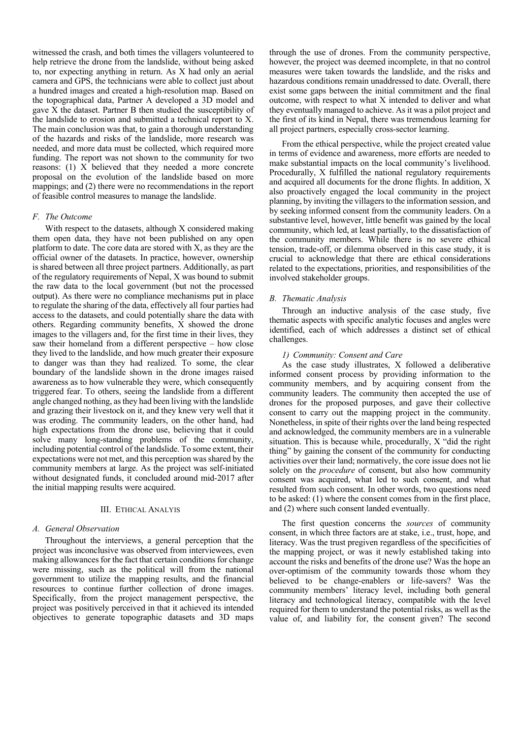witnessed the crash, and both times the villagers volunteered to help retrieve the drone from the landslide, without being asked to, nor expecting anything in return. As X had only an aerial camera and GPS, the technicians were able to collect just about a hundred images and created a high-resolution map. Based on the topographical data, Partner A developed a 3D model and gave X the dataset. Partner B then studied the susceptibility of the landslide to erosion and submitted a technical report to X. The main conclusion was that, to gain a thorough understanding of the hazards and risks of the landslide, more research was needed, and more data must be collected, which required more funding. The report was not shown to the community for two reasons: (1) X believed that they needed a more concrete proposal on the evolution of the landslide based on more mappings; and (2) there were no recommendations in the report of feasible control measures to manage the landslide.

### *F. The Outcome*

With respect to the datasets, although X considered making them open data, they have not been published on any open platform to date. The core data are stored with X, as they are the official owner of the datasets. In practice, however, ownership is shared between all three project partners. Additionally, as part of the regulatory requirements of Nepal, X was bound to submit the raw data to the local government (but not the processed output). As there were no compliance mechanisms put in place to regulate the sharing of the data, effectively all four parties had access to the datasets, and could potentially share the data with others. Regarding community benefits, X showed the drone images to the villagers and, for the first time in their lives, they saw their homeland from a different perspective – how close they lived to the landslide, and how much greater their exposure to danger was than they had realized. To some, the clear boundary of the landslide shown in the drone images raised awareness as to how vulnerable they were, which consequently triggered fear. To others, seeing the landslide from a different angle changed nothing, as they had been living with the landslide and grazing their livestock on it, and they knew very well that it was eroding. The community leaders, on the other hand, had high expectations from the drone use, believing that it could solve many long-standing problems of the community, including potential control of the landslide. To some extent, their expectations were not met, and this perception was shared by the community members at large. As the project was self-initiated without designated funds, it concluded around mid-2017 after the initial mapping results were acquired.

## III. Ethical Analyis

### *A. General Observation*

Throughout the interviews, a general perception that the project was inconclusive was observed from interviewees, even making allowances for the fact that certain conditions for change were missing, such as the political will from the national government to utilize the mapping results, and the financial resources to continue further collection of drone images. Specifically, from the project management perspective, the project was positively perceived in that it achieved its intended objectives to generate topographic datasets and 3D maps through the use of drones. From the community perspective, however, the project was deemed incomplete, in that no control measures were taken towards the landslide, and the risks and hazardous conditions remain unaddressed to date. Overall, there exist some gaps between the initial commitment and the final outcome, with respect to what X intended to deliver and what they eventually managed to achieve. As it was a pilot project and the first of its kind in Nepal, there was tremendous learning for all project partners, especially cross-sector learning.

From the ethical perspective, while the project created value in terms of evidence and awareness, more efforts are needed to make substantial impacts on the local community's livelihood. Procedurally, X fulfilled the national regulatory requirements and acquired all documents for the drone flights. In addition, X also proactively engaged the local community in the project planning, by inviting the villagers to the information session, and by seeking informed consent from the community leaders. On a substantive level, however, little benefit was gained by the local community, which led, at least partially, to the dissatisfaction of the community members. While there is no severe ethical tension, trade-off, or dilemma observed in this case study, it is crucial to acknowledge that there are ethical considerations related to the expectations, priorities, and responsibilities of the involved stakeholder groups.

### *B. Thematic Analysis*

Through an inductive analysis of the case study, five thematic aspects with specific analytic focuses and angles were identified, each of which addresses a distinct set of ethical challenges.

#### *1) Community: Consent and Care*

As the case study illustrates, X followed a deliberative informed consent process by providing information to the community members, and by acquiring consent from the community leaders. The community then accepted the use of drones for the proposed purposes, and gave their collective consent to carry out the mapping project in the community. Nonetheless, in spite of their rights over the land being respected and acknowledged, the community members are in a vulnerable situation. This is because while, procedurally, X "did the right thing" by gaining the consent of the community for conducting activities over their land; normatively, the core issue does not lie solely on the *procedure* of consent, but also how community consent was acquired, what led to such consent, and what resulted from such consent. In other words, two questions need to be asked: (1) where the consent comes from in the first place, and (2) where such consent landed eventually.

The first question concerns the *sources* of community consent, in which three factors are at stake, i.e., trust, hope, and literacy. Was the trust pregiven regardless of the specificities of the mapping project, or was it newly established taking into account the risks and benefits of the drone use? Was the hope an over-optimism of the community towards those whom they believed to be change-enablers or life-savers? Was the community members' literacy level, including both general literacy and technological literacy, compatible with the level required for them to understand the potential risks, as well as the value of, and liability for, the consent given? The second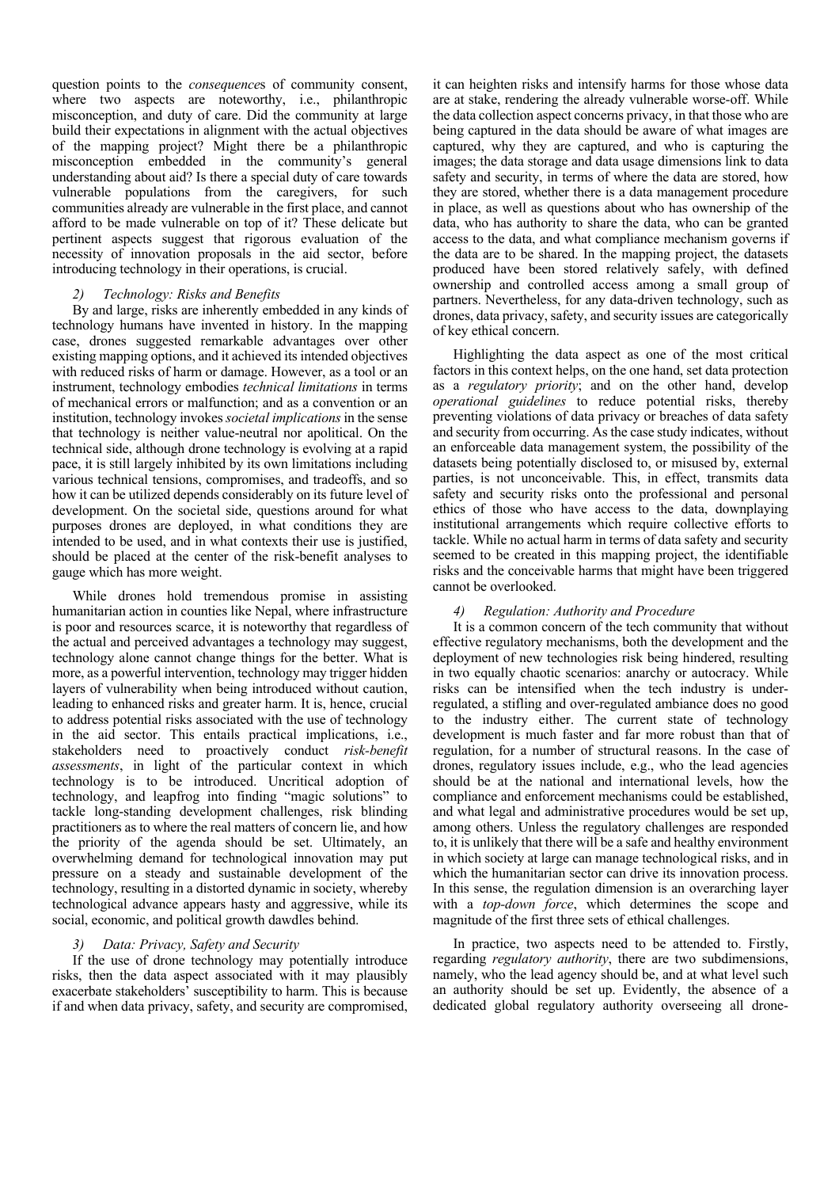question points to the *consequence*s of community consent, where two aspects are noteworthy, i.e., philanthropic misconception, and duty of care. Did the community at large build their expectations in alignment with the actual objectives of the mapping project? Might there be a philanthropic misconception embedded in the community's general understanding about aid? Is there a special duty of care towards vulnerable populations from the caregivers, for such communities already are vulnerable in the first place, and cannot afford to be made vulnerable on top of it? These delicate but pertinent aspects suggest that rigorous evaluation of the necessity of innovation proposals in the aid sector, before introducing technology in their operations, is crucial.

### *2) Technology: Risks and Benefits*

By and large, risks are inherently embedded in any kinds of technology humans have invented in history. In the mapping case, drones suggested remarkable advantages over other existing mapping options, and it achieved its intended objectives with reduced risks of harm or damage. However, as a tool or an instrument, technology embodies *technical limitations* in terms of mechanical errors or malfunction; and as a convention or an institution, technology invokes *societal implications* in the sense that technology is neither value-neutral nor apolitical. On the technical side, although drone technology is evolving at a rapid pace, it is still largely inhibited by its own limitations including various technical tensions, compromises, and tradeoffs, and so how it can be utilized depends considerably on its future level of development. On the societal side, questions around for what purposes drones are deployed, in what conditions they are intended to be used, and in what contexts their use is justified, should be placed at the center of the risk-benefit analyses to gauge which has more weight.

While drones hold tremendous promise in assisting humanitarian action in counties like Nepal, where infrastructure is poor and resources scarce, it is noteworthy that regardless of the actual and perceived advantages a technology may suggest, technology alone cannot change things for the better. What is more, as a powerful intervention, technology may trigger hidden layers of vulnerability when being introduced without caution, leading to enhanced risks and greater harm. It is, hence, crucial to address potential risks associated with the use of technology in the aid sector. This entails practical implications, i.e., stakeholders need to proactively conduct *risk-benefit assessments*, in light of the particular context in which technology is to be introduced. Uncritical adoption of technology, and leapfrog into finding "magic solutions" to tackle long-standing development challenges, risk blinding practitioners as to where the real matters of concern lie, and how the priority of the agenda should be set. Ultimately, an overwhelming demand for technological innovation may put pressure on a steady and sustainable development of the technology, resulting in a distorted dynamic in society, whereby technological advance appears hasty and aggressive, while its social, economic, and political growth dawdles behind.

### *3) Data: Privacy, Safety and Security*

If the use of drone technology may potentially introduce risks, then the data aspect associated with it may plausibly exacerbate stakeholders' susceptibility to harm. This is because if and when data privacy, safety, and security are compromised, it can heighten risks and intensify harms for those whose data are at stake, rendering the already vulnerable worse-off. While the data collection aspect concerns privacy, in that those who are being captured in the data should be aware of what images are captured, why they are captured, and who is capturing the images; the data storage and data usage dimensions link to data safety and security, in terms of where the data are stored, how they are stored, whether there is a data management procedure in place, as well as questions about who has ownership of the data, who has authority to share the data, who can be granted access to the data, and what compliance mechanism governs if the data are to be shared. In the mapping project, the datasets produced have been stored relatively safely, with defined ownership and controlled access among a small group of partners. Nevertheless, for any data-driven technology, such as drones, data privacy, safety, and security issues are categorically of key ethical concern.

Highlighting the data aspect as one of the most critical factors in this context helps, on the one hand, set data protection as a *regulatory priority*; and on the other hand, develop *operational guidelines* to reduce potential risks, thereby preventing violations of data privacy or breaches of data safety and security from occurring. As the case study indicates, without an enforceable data management system, the possibility of the datasets being potentially disclosed to, or misused by, external parties, is not unconceivable. This, in effect, transmits data safety and security risks onto the professional and personal ethics of those who have access to the data, downplaying institutional arrangements which require collective efforts to tackle. While no actual harm in terms of data safety and security seemed to be created in this mapping project, the identifiable risks and the conceivable harms that might have been triggered cannot be overlooked.

### *4) Regulation: Authority and Procedure*

It is a common concern of the tech community that without effective regulatory mechanisms, both the development and the deployment of new technologies risk being hindered, resulting in two equally chaotic scenarios: anarchy or autocracy. While risks can be intensified when the tech industry is under-regulated, a stifling and over-regulated ambiance does no good to the industry either. The current state of technology development is much faster and far more robust than that of regulation, for a number of structural reasons. In the case of drones, regulatory issues include, e.g., who the lead agencies should be at the national and international levels, how the compliance and enforcement mechanisms could be established, and what legal and administrative procedures would be set up, among others. Unless the regulatory challenges are responded to, it is unlikely that there will be a safe and healthy environment in which society at large can manage technological risks, and in which the humanitarian sector can drive its innovation process. In this sense, the regulation dimension is an overarching layer with a *top-down force*, which determines the scope and magnitude of the first three sets of ethical challenges.

In practice, two aspects need to be attended to. Firstly, regarding *regulatory authority*, there are two subdimensions, namely, who the lead agency should be, and at what level such an authority should be set up. Evidently, the absence of a dedicated global regulatory authority overseeing all drone-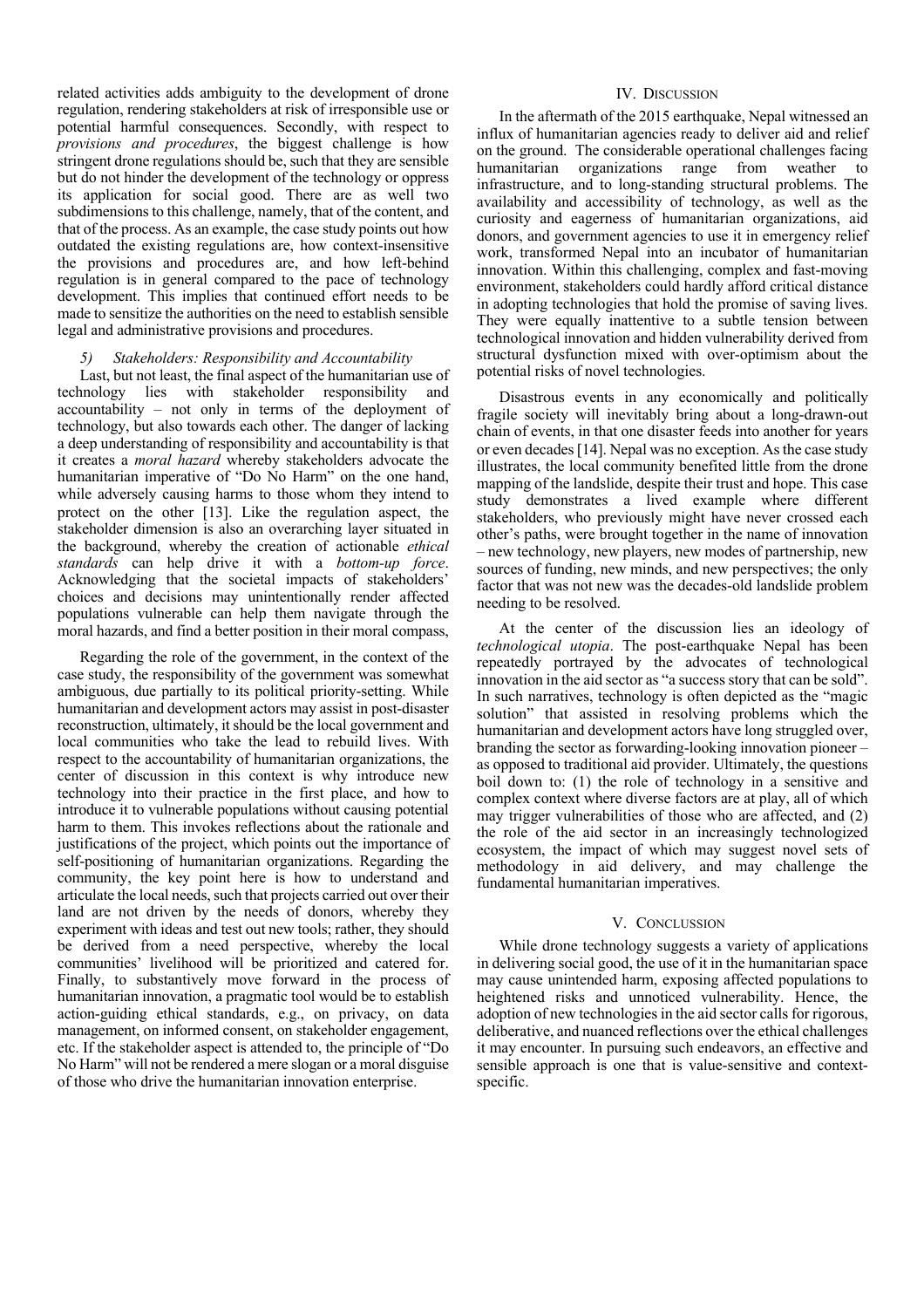related activities adds ambiguity to the development of drone regulation, rendering stakeholders at risk of irresponsible use or potential harmful consequences. Secondly, with respect to *provisions and procedures*, the biggest challenge is how stringent drone regulations should be, such that they are sensible but do not hinder the development of the technology or oppress its application for social good. There are as well two subdimensions to this challenge, namely, that of the content, and that of the process. As an example, the case study points out how outdated the existing regulations are, how context-insensitive the provisions and procedures are, and how left-behind regulation is in general compared to the pace of technology development. This implies that continued effort needs to be made to sensitize the authorities on the need to establish sensible legal and administrative provisions and procedures.

### 5) *Stakeholders: Responsibility and Accountability*

Last, but not least, the final aspect of the humanitarian use of technology lies with stakeholder responsibility and accountability – not only in terms of the deployment of technology, but also towards each other. The danger of lacking a deep understanding of responsibility and accountability is that it creates a *moral hazard* whereby stakeholders advocate the humanitarian imperative of "Do No Harm" on the one hand, while adversely causing harms to those whom they intend to protect on the other [13]. Like the regulation aspect, the stakeholder dimension is also an overarching layer situated in the background, whereby the creation of actionable *ethical standards* can help drive it with a *bottom-up force*. Acknowledging that the societal impacts of stakeholders' choices and decisions may unintentionally render affected populations vulnerable can help them navigate through the moral hazards, and find a better position in their moral compass,

Regarding the role of the government, in the context of the case study, the responsibility of the government was somewhat ambiguous, due partially to its political priority-setting. While humanitarian and development actors may assist in post-disaster reconstruction, ultimately, it should be the local government and local communities who take the lead to rebuild lives. With respect to the accountability of humanitarian organizations, the center of discussion in this context is why introduce new technology into their practice in the first place, and how to introduce it to vulnerable populations without causing potential harm to them. This invokes reflections about the rationale and justifications of the project, which points out the importance of self-positioning of humanitarian organizations. Regarding the community, the key point here is how to understand and articulate the local needs, such that projects carried out over their land are not driven by the needs of donors, whereby they experiment with ideas and test out new tools; rather, they should be derived from a need perspective, whereby the local communities' livelihood will be prioritized and catered for. Finally, to substantively move forward in the process of humanitarian innovation, a pragmatic tool would be to establish action-guiding ethical standards, e.g., on privacy, on data management, on informed consent, on stakeholder engagement, etc. If the stakeholder aspect is attended to, the principle of "Do No Harm" will not be rendered a mere slogan or a moral disguise of those who drive the humanitarian innovation enterprise.

## IV. Discussion

In the aftermath of the 2015 earthquake, Nepal witnessed an influx of humanitarian agencies ready to deliver aid and relief on the ground. The considerable operational challenges facing humanitarian organizations range from weather to infrastructure, and to long-standing structural problems. The availability and accessibility of technology, as well as the curiosity and eagerness of humanitarian organizations, aid donors, and government agencies to use it in emergency relief work, transformed Nepal into an incubator of humanitarian innovation. Within this challenging, complex and fast-moving environment, stakeholders could hardly afford critical distance in adopting technologies that hold the promise of saving lives. They were equally inattentive to a subtle tension between technological innovation and hidden vulnerability derived from structural dysfunction mixed with over-optimism about the potential risks of novel technologies.

Disastrous events in any economically and politically fragile society will inevitably bring about a long-drawn-out chain of events, in that one disaster feeds into another for years or even decades [14]. Nepal was no exception. As the case study illustrates, the local community benefited little from the drone mapping of the landslide, despite their trust and hope. This case study demonstrates a lived example where different stakeholders, who previously might have never crossed each other's paths, were brought together in the name of innovation – new technology, new players, new modes of partnership, new sources of funding, new minds, and new perspectives; the only factor that was not new was the decades-old landslide problem needing to be resolved.

At the center of the discussion lies an ideology of *technological utopia*. The post-earthquake Nepal has been repeatedly portrayed by the advocates of technological innovation in the aid sector as "a success story that can be sold". In such narratives, technology is often depicted as the "magic solution" that assisted in resolving problems which the humanitarian and development actors have long struggled over, branding the sector as forwarding-looking innovation pioneer – as opposed to traditional aid provider. Ultimately, the questions boil down to: (1) the role of technology in a sensitive and complex context where diverse factors are at play, all of which may trigger vulnerabilities of those who are affected, and (2) the role of the aid sector in an increasingly technologized ecosystem, the impact of which may suggest novel sets of methodology in aid delivery, and may challenge the fundamental humanitarian imperatives.

## V. Conclussion

While drone technology suggests a variety of applications in delivering social good, the use of it in the humanitarian space may cause unintended harm, exposing affected populations to heightened risks and unnoticed vulnerability. Hence, the adoption of new technologies in the aid sector calls for rigorous, deliberative, and nuanced reflections over the ethical challenges it may encounter. In pursuing such endeavors, an effective and sensible approach is one that is value-sensitive and context-specific.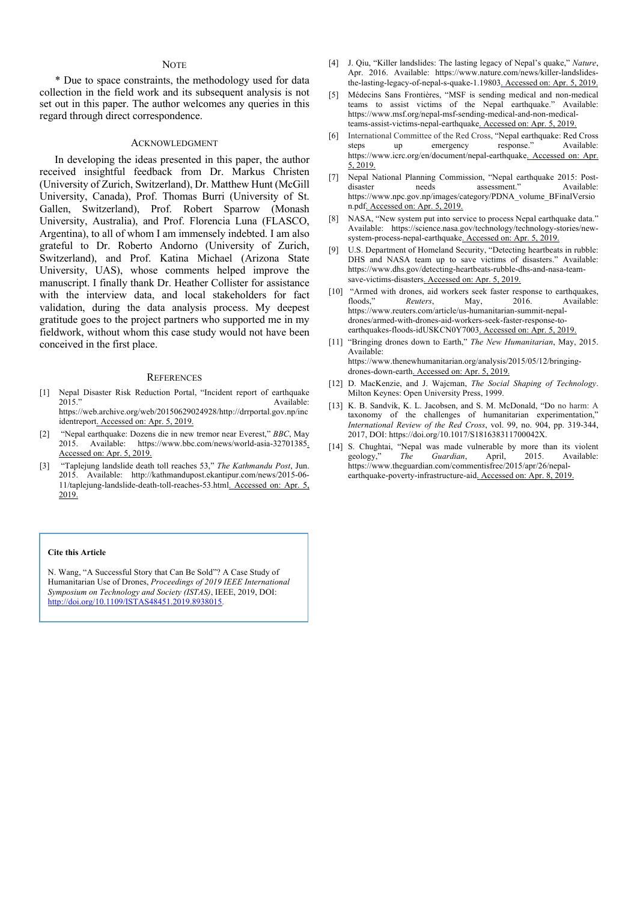## Note

* Due to space constraints, the methodology used for data collection in the field work and its subsequent analysis is not set out in this paper. The author welcomes any queries in this regard through direct correspondence.

## Acknowledgment

In developing the ideas presented in this paper, the author received insightful feedback from Dr. Markus Christen (University of Zurich, Switzerland), Dr. Matthew Hunt (McGill University, Canada), Prof. Thomas Burri (University of St. Gallen, Switzerland), Prof. Robert Sparrow (Monash University, Australia), and Prof. Florencia Luna (FLASCO, Argentina), to all of whom I am immensely indebted. I am also grateful to Dr. Roberto Andorno (University of Zurich, Switzerland), and Prof. Katina Michael (Arizona State University, UAS), whose comments helped improve the manuscript. I finally thank Dr. Heather Collister for assistance with the interview data, and local stakeholders for fact validation, during the data analysis process. My deepest gratitude goes to the project partners who supported me in my fieldwork, without whom this case study would not have been conceived in the first place.

## References

[1] Nepal Disaster Risk Reduction Portal, "Incident report of earthquake 2015." Available: https://web.archive.org/web/20150629024928/http://drrportal.gov.np/incidentreport. Accessed on: Apr. 5, 2019.

[2] "Nepal earthquake: Dozens die in new tremor near Everest," *BBC*, May 2015. Available: https://www.bbc.com/news/world-asia-32701385. Accessed on: Apr. 5, 2019.

[3] "Taplejung landslide death toll reaches 53," *The Kathmandu Post*, Jun. 2015. Available: http://kathmandupost.ekantipur.com/news/2015-06-11/taplejung-landslide-death-toll-reaches-53.html. Accessed on: Apr. 5, 2019.

[4] J. Qiu, "Killer landslides: The lasting legacy of Nepal's quake," *Nature*, Apr. 2016. Available: https://www.nature.com/news/killer-landslides-the-lasting-legacy-of-nepal-s-quake-1.19803. Accessed on: Apr. 5, 2019.

[5] Médecins Sans Frontières, "MSF is sending medical and non-medical teams to assist victims of the Nepal earthquake." Available: https://www.msf.org/nepal-msf-sending-medical-and-non-medical-teams-assist-victims-nepal-earthquake. Accessed on: Apr. 5, 2019.

[6] International Committee of the Red Cross, "Nepal earthquake: Red Cross steps up emergency response." Available: https://www.icrc.org/en/document/nepal-earthquake. Accessed on: Apr. 5, 2019.

[7] Nepal National Planning Commission, "Nepal earthquake 2015: Post-disaster needs assessment." Available: https://www.npc.gov.np/images/category/PDNA_volume_BFinalVersion.pdf. Accessed on: Apr. 5, 2019.

[8] NASA, "New system put into service to process Nepal earthquake data." Available: https://science.nasa.gov/technology/technology-stories/new-system-process-nepal-earthquake. Accessed on: Apr. 5, 2019.

[9] U.S. Department of Homeland Security, "Detecting heartbeats in rubble: DHS and NASA team up to save victims of disasters." Available: https://www.dhs.gov/detecting-heartbeats-rubble-dhs-and-nasa-team-save-victims-disasters. Accessed on: Apr. 5, 2019.

[10] "Armed with drones, aid workers seek faster response to earthquakes, floods," *Reuters*, May, 2016. Available: https://www.reuters.com/article/us-humanitarian-summit-nepal-drones/armed-with-drones-aid-workers-seek-faster-response-to-earthquakes-floods-idUSKCN0Y7003. Accessed on: Apr. 5, 2019.

[11] "Bringing drones down to Earth," *The New Humanitarian*, May, 2015. Available: https://www.thenewhumanitarian.org/analysis/2015/05/12/bringing-drones-down-earth. Accessed on: Apr. 5, 2019.

[12] D. MacKenzie, and J. Wajcman, *The Social Shaping of Technology*. Milton Keynes: Open University Press, 1999.

[13] K. B. Sandvik, K. L. Jacobsen, and S. M. McDonald, "Do no harm: A taxonomy of the challenges of humanitarian experimentation," *International Review of the Red Cross*, vol. 99, no. 904, pp. 319-344, 2017, DOI: https://doi.org/10.1017/S181638311700042X.

[14] S. Chughtai, "Nepal was made vulnerable by more than its violent geology," *The Guardian*, April, 2015. Available: https://www.theguardian.com/commentisfree/2015/apr/26/nepal-earthquake-poverty-infrastructure-aid. Accessed on: Apr. 8, 2019.

**Cite this Article**

N. Wang, "A Successful Story that Can Be Sold"? A Case Study of Humanitarian Use of Drones, *Proceedings of 2019 IEEE International Symposium on Technology and Society (ISTAS)*, IEEE, 2019, DOI: http://doi.org/10.1109/ISTAS48451.2019.8938015.